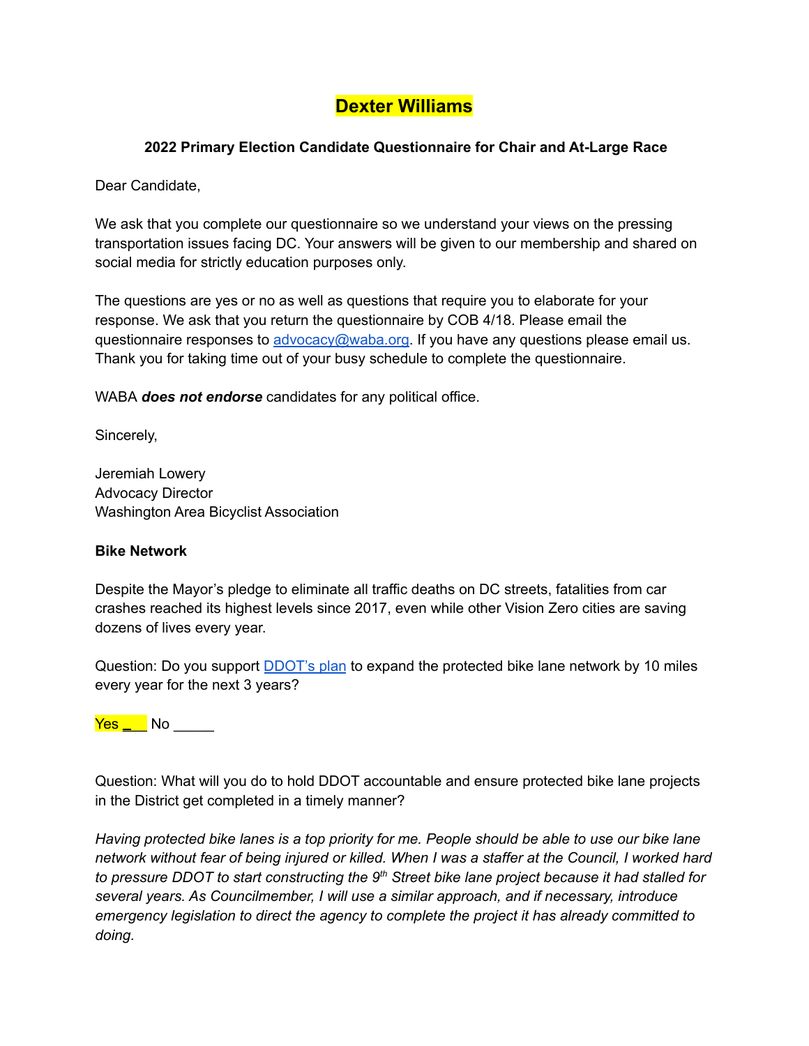# Dexter Williams

**2022 Primary Election Candidate Questionnaire for Chair and At-Large Race**

Dear Candidate,

We ask that you complete our questionnaire so we understand your views on the pressing transportation issues facing DC. Your answers will be given to our membership and shared on social media for strictly education purposes only.

The questions are yes or no as well as questions that require you to elaborate for your response. We ask that you return the questionnaire by COB 4/18. Please email the questionnaire responses to advocacy@waba.org. If you have any questions please email us. Thank you for taking time out of your busy schedule to complete the questionnaire.

WABA ***does not endorse*** candidates for any political office.

Sincerely,

Jeremiah Lowery
Advocacy Director
Washington Area Bicyclist Association

**Bike Network**

Despite the Mayor's pledge to eliminate all traffic deaths on DC streets, fatalities from car crashes reached its highest levels since 2017, even while other Vision Zero cities are saving dozens of lives every year.

Question: Do you support DDOT's plan to expand the protected bike lane network by 10 miles every year for the next 3 years?

Yes ___ No _____

Question: What will you do to hold DDOT accountable and ensure protected bike lane projects in the District get completed in a timely manner?

*Having protected bike lanes is a top priority for me. People should be able to use our bike lane network without fear of being injured or killed. When I was a staffer at the Council, I worked hard to pressure DDOT to start constructing the 9th Street bike lane project because it had stalled for several years. As Councilmember, I will use a similar approach, and if necessary, introduce emergency legislation to direct the agency to complete the project it has already committed to doing.*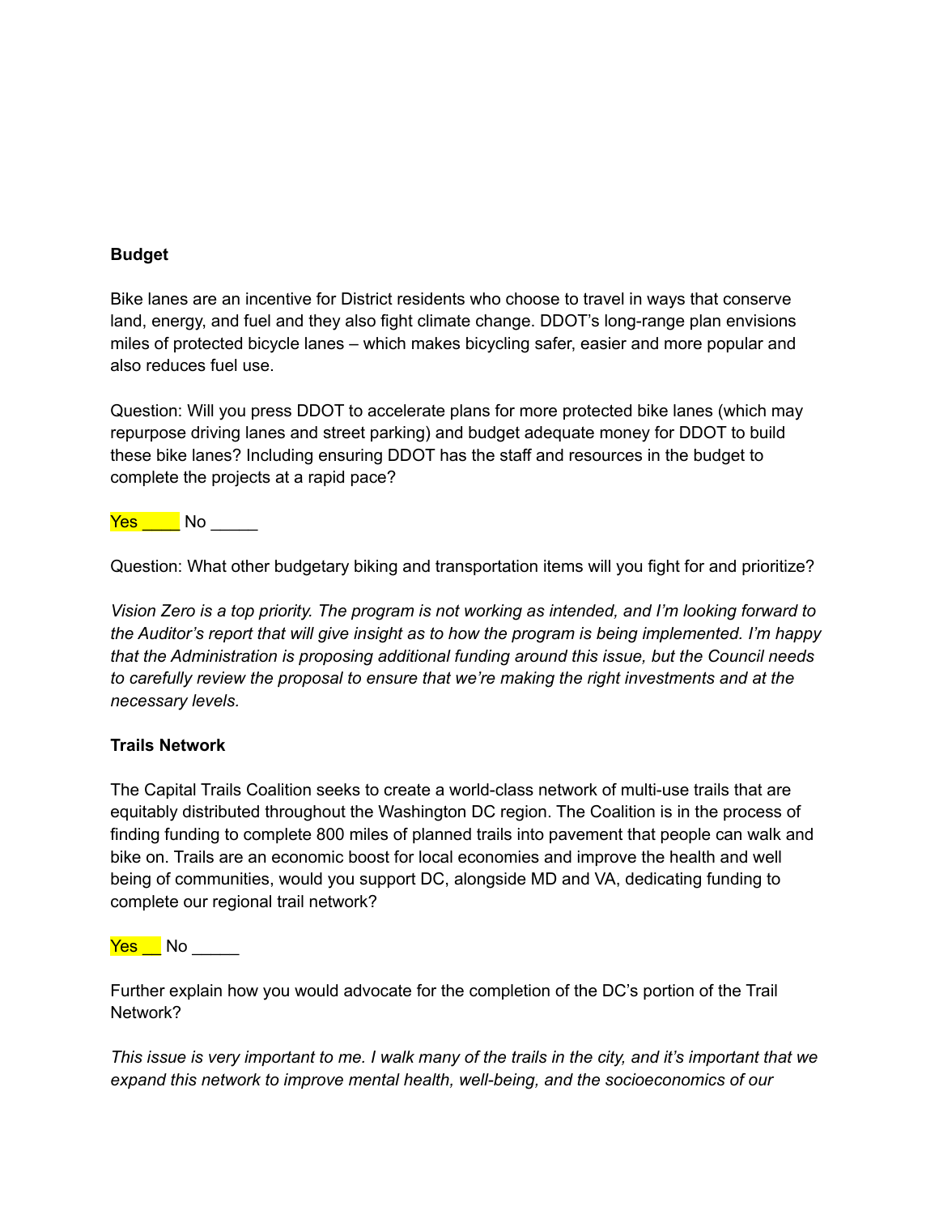**Budget**

Bike lanes are an incentive for District residents who choose to travel in ways that conserve land, energy, and fuel and they also fight climate change. DDOT's long-range plan envisions miles of protected bicycle lanes – which makes bicycling safer, easier and more popular and also reduces fuel use.

Question: Will you press DDOT to accelerate plans for more protected bike lanes (which may repurpose driving lanes and street parking) and budget adequate money for DDOT to build these bike lanes? Including ensuring DDOT has the staff and resources in the budget to complete the projects at a rapid pace?

Yes ____ No _____

Question: What other budgetary biking and transportation items will you fight for and prioritize?

*Vision Zero is a top priority. The program is not working as intended, and I'm looking forward to the Auditor's report that will give insight as to how the program is being implemented. I'm happy that the Administration is proposing additional funding around this issue, but the Council needs to carefully review the proposal to ensure that we're making the right investments and at the necessary levels.*

**Trails Network**

The Capital Trails Coalition seeks to create a world-class network of multi-use trails that are equitably distributed throughout the Washington DC region. The Coalition is in the process of finding funding to complete 800 miles of planned trails into pavement that people can walk and bike on. Trails are an economic boost for local economies and improve the health and well being of communities, would you support DC, alongside MD and VA, dedicating funding to complete our regional trail network?

Yes __ No _____

Further explain how you would advocate for the completion of the DC's portion of the Trail Network?

*This issue is very important to me. I walk many of the trails in the city, and it's important that we expand this network to improve mental health, well-being, and the socioeconomics of our*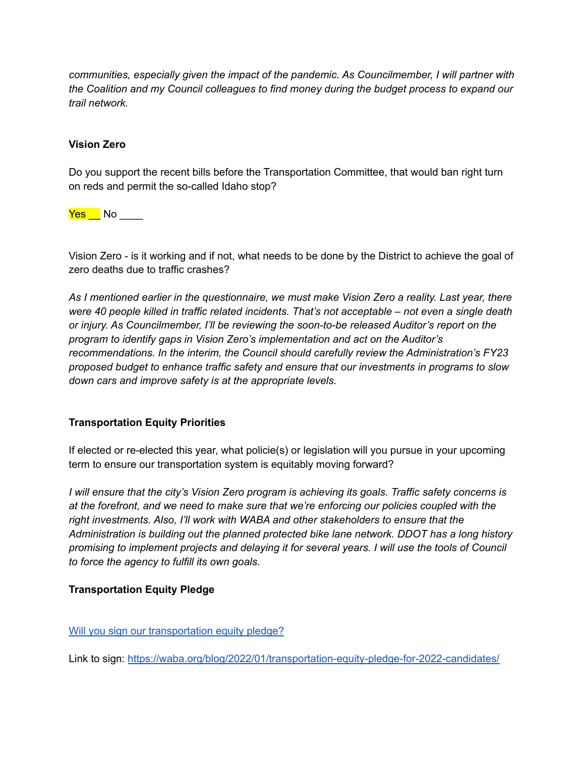*communities, especially given the impact of the pandemic. As Councilmember, I will partner with the Coalition and my Council colleagues to find money during the budget process to expand our trail network.*

**Vision Zero**

Do you support the recent bills before the Transportation Committee, that would ban right turn on reds and permit the so-called Idaho stop?

Yes __ No ____

Vision Zero - is it working and if not, what needs to be done by the District to achieve the goal of zero deaths due to traffic crashes?

*As I mentioned earlier in the questionnaire, we must make Vision Zero a reality. Last year, there were 40 people killed in traffic related incidents. That's not acceptable – not even a single death or injury. As Councilmember, I'll be reviewing the soon-to-be released Auditor's report on the program to identify gaps in Vision Zero's implementation and act on the Auditor's recommendations. In the interim, the Council should carefully review the Administration's FY23 proposed budget to enhance traffic safety and ensure that our investments in programs to slow down cars and improve safety is at the appropriate levels.*

**Transportation Equity Priorities**

If elected or re-elected this year, what policie(s) or legislation will you pursue in your upcoming term to ensure our transportation system is equitably moving forward?

*I will ensure that the city's Vision Zero program is achieving its goals. Traffic safety concerns is at the forefront, and we need to make sure that we're enforcing our policies coupled with the right investments. Also, I'll work with WABA and other stakeholders to ensure that the Administration is building out the planned protected bike lane network. DDOT has a long history promising to implement projects and delaying it for several years. I will use the tools of Council to force the agency to fulfill its own goals.*

**Transportation Equity Pledge**

Will you sign our transportation equity pledge?

Link to sign: https://waba.org/blog/2022/01/transportation-equity-pledge-for-2022-candidates/